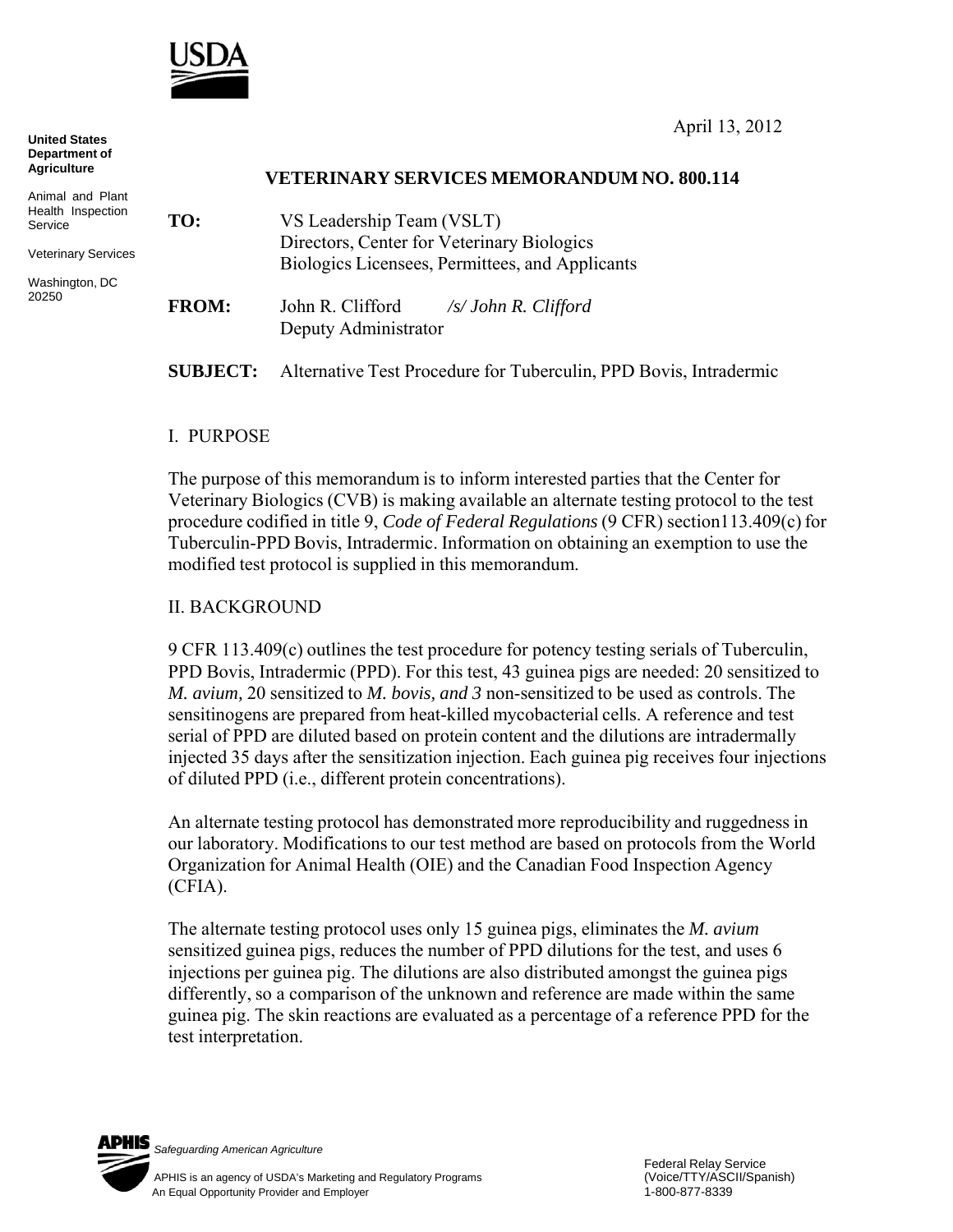USDA

United States Department of Agriculture

Animal and Plant Health Inspection Service

Veterinary Services

Washington, DC 20250

April 13, 2012

## VETERINARY SERVICES MEMORANDUM NO. 800.114

**TO:** VS Leadership Team (VSLT)
Directors, Center for Veterinary Biologics
Biologics Licensees, Permittees, and Applicants

**FROM:** John R. Clifford *⁄s⁄ John R. Clifford*
Deputy Administrator

**SUBJECT:** Alternative Test Procedure for Tuberculin, PPD Bovis, Intradermic

### I. PURPOSE

The purpose of this memorandum is to inform interested parties that the Center for Veterinary Biologics (CVB) is making available an alternate testing protocol to the test procedure codified in title 9, *Code of Federal Regulations* (9 CFR) section113.409(c) for Tuberculin-PPD Bovis, Intradermic. Information on obtaining an exemption to use the modified test protocol is supplied in this memorandum.

### II. BACKGROUND

9 CFR 113.409(c) outlines the test procedure for potency testing serials of Tuberculin, PPD Bovis, Intradermic (PPD). For this test, 43 guinea pigs are needed: 20 sensitized to *M. avium,* 20 sensitized to *M. bovis, and 3* non-sensitized to be used as controls. The sensitinogens are prepared from heat-killed mycobacterial cells. A reference and test serial of PPD are diluted based on protein content and the dilutions are intradermally injected 35 days after the sensitization injection. Each guinea pig receives four injections of diluted PPD (i.e., different protein concentrations).

An alternate testing protocol has demonstrated more reproducibility and ruggedness in our laboratory. Modifications to our test method are based on protocols from the World Organization for Animal Health (OIE) and the Canadian Food Inspection Agency (CFIA).

The alternate testing protocol uses only 15 guinea pigs, eliminates the *M. avium* sensitized guinea pigs, reduces the number of PPD dilutions for the test, and uses 6 injections per guinea pig. The dilutions are also distributed amongst the guinea pigs differently, so a comparison of the unknown and reference are made within the same guinea pig. The skin reactions are evaluated as a percentage of a reference PPD for the test interpretation.

APHIS *Safeguarding American Agriculture*

APHIS is an agency of USDA's Marketing and Regulatory Programs
An Equal Opportunity Provider and Employer

Federal Relay Service
(Voice/TTY/ASCII/Spanish)
1-800-877-8339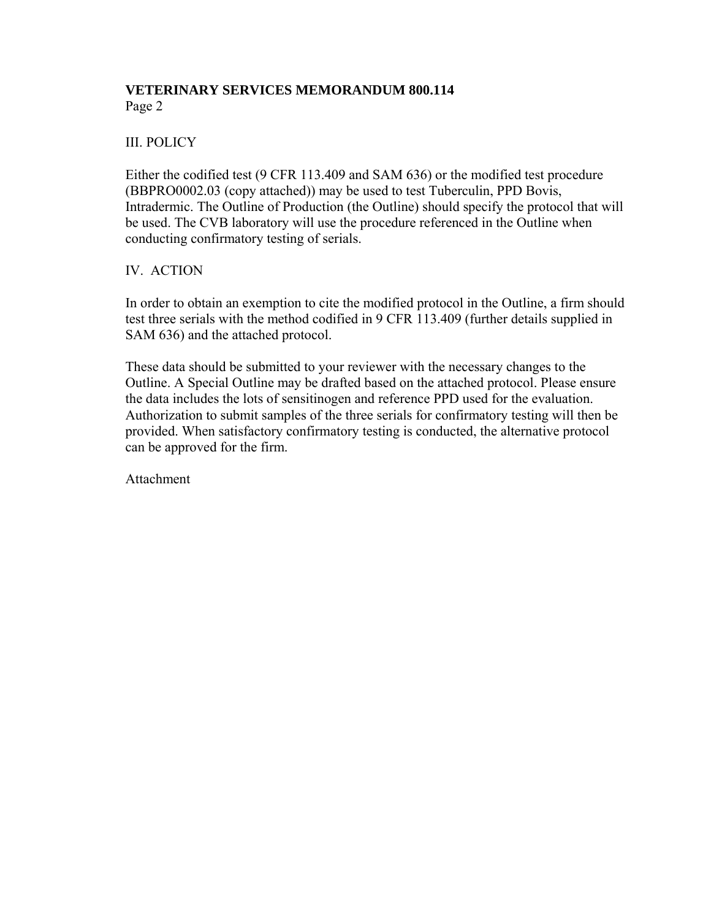## III. POLICY

Either the codified test (9 CFR 113.409 and SAM 636) or the modified test procedure (BBPRO0002.03 (copy attached)) may be used to test Tuberculin, PPD Bovis, Intradermic. The Outline of Production (the Outline) should specify the protocol that will be used. The CVB laboratory will use the procedure referenced in the Outline when conducting confirmatory testing of serials.

## IV. ACTION

In order to obtain an exemption to cite the modified protocol in the Outline, a firm should test three serials with the method codified in 9 CFR 113.409 (further details supplied in SAM 636) and the attached protocol.

These data should be submitted to your reviewer with the necessary changes to the Outline. A Special Outline may be drafted based on the attached protocol. Please ensure the data includes the lots of sensitinogen and reference PPD used for the evaluation. Authorization to submit samples of the three serials for confirmatory testing will then be provided. When satisfactory confirmatory testing is conducted, the alternative protocol can be approved for the firm.

Attachment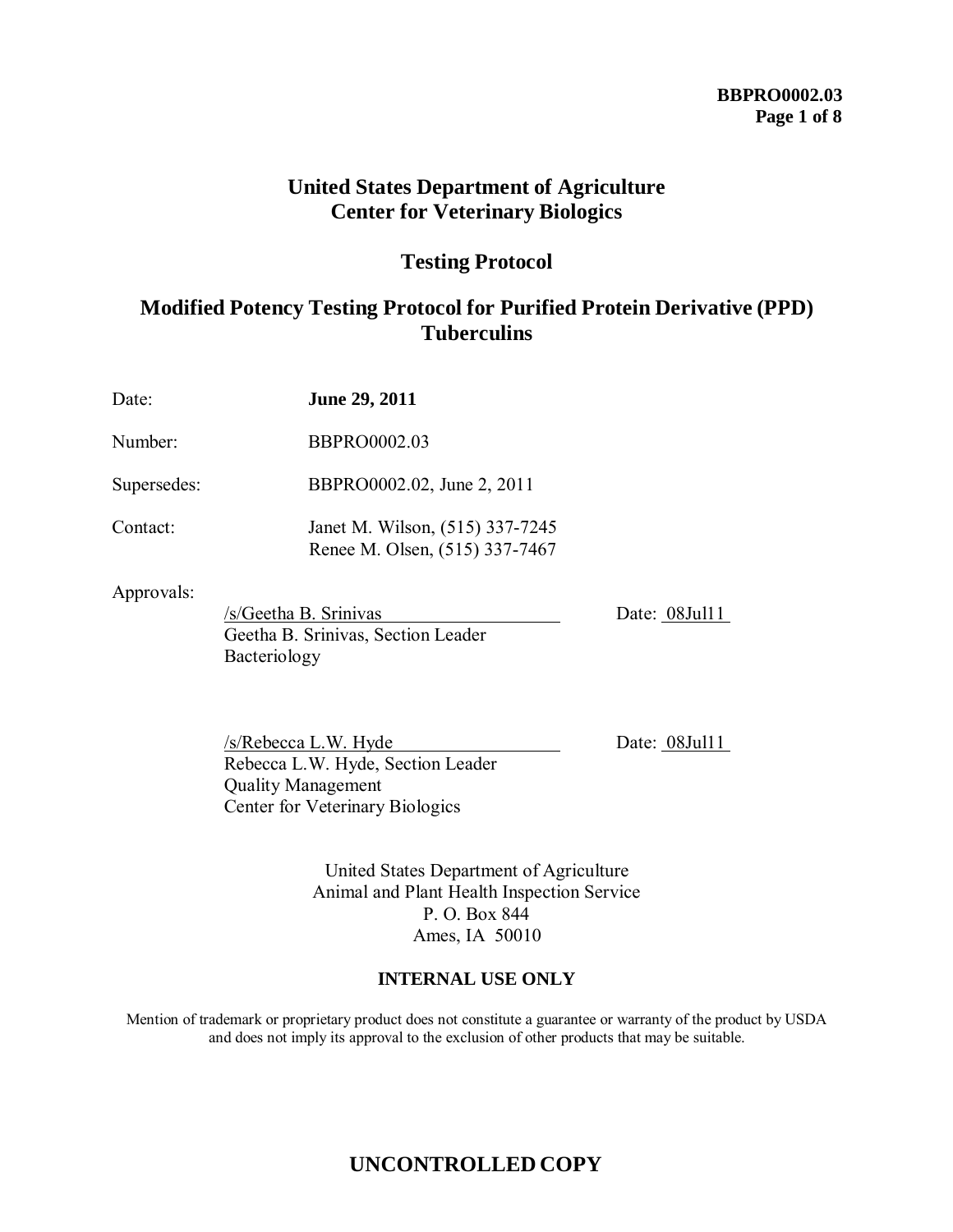# United States Department of Agriculture
# Center for Veterinary Biologics

## Testing Protocol

## Modified Potency Testing Protocol for Purified Protein Derivative (PPD) Tuberculins

| | |
|---|---|
| Date: | **June 29, 2011** |
| Number: | BBPRO0002.03 |
| Supersedes: | BBPRO0002.02, June 2, 2011 |
| Contact: | Janet M. Wilson, (515) 337-7245<br>Renee M. Olsen, (515) 337-7467 |

Approvals:

/s/Geetha B. Srinivas  Date: 08Jul11
Geetha B. Srinivas, Section Leader
Bacteriology

/s/Rebecca L.W. Hyde  Date: 08Jul11
Rebecca L.W. Hyde, Section Leader
Quality Management
Center for Veterinary Biologics

United States Department of Agriculture
Animal and Plant Health Inspection Service
P. O. Box 844
Ames, IA 50010

**INTERNAL USE ONLY**

Mention of trademark or proprietary product does not constitute a guarantee or warranty of the product by USDA and does not imply its approval to the exclusion of other products that may be suitable.

**UNCONTROLLED COPY**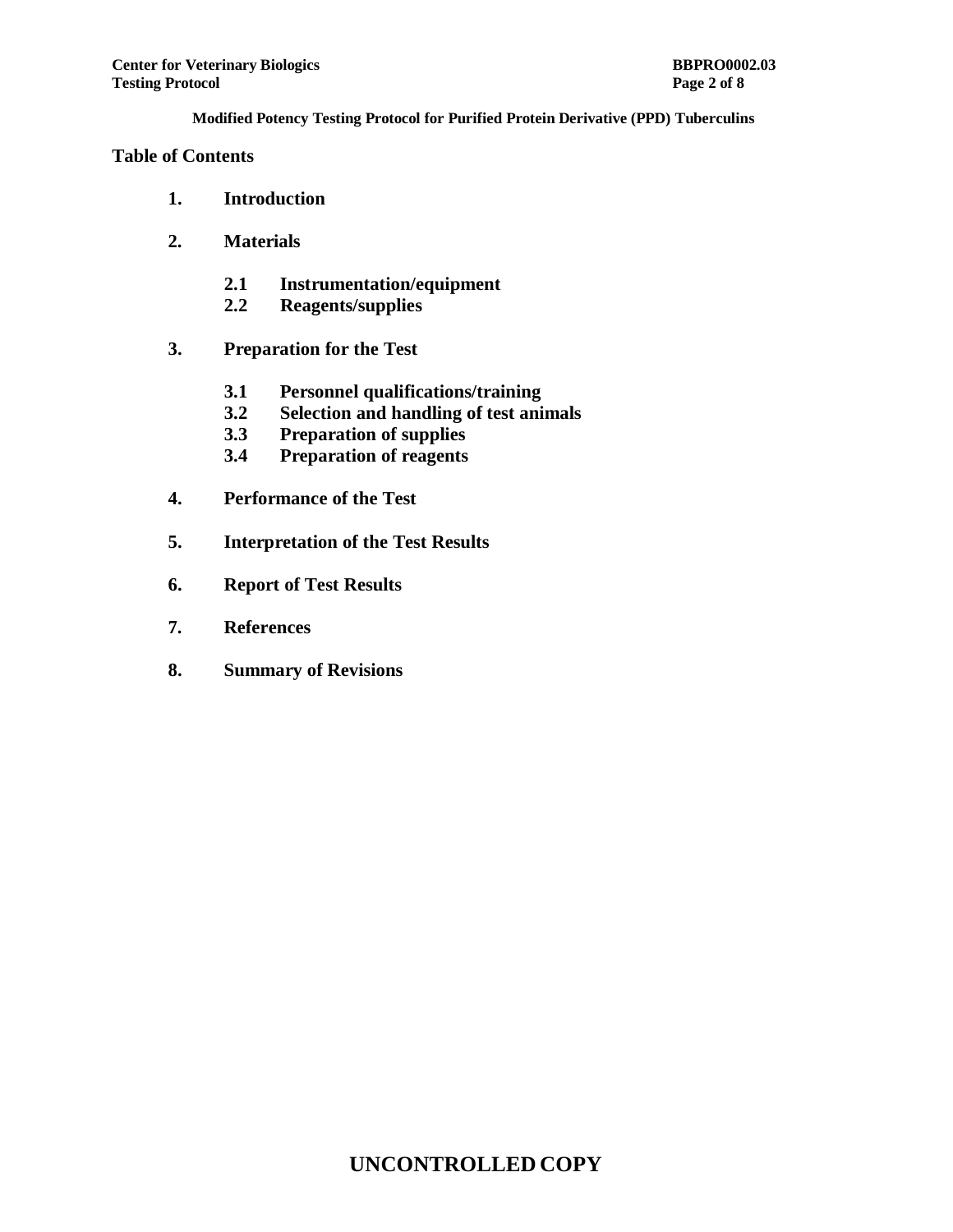## Table of Contents

1. **Introduction**
2. **Materials**
   - **2.1 Instrumentation/equipment**
   - **2.2 Reagents/supplies**
3. **Preparation for the Test**
   - **3.1 Personnel qualifications/training**
   - **3.2 Selection and handling of test animals**
   - **3.3 Preparation of supplies**
   - **3.4 Preparation of reagents**
4. **Performance of the Test**
5. **Interpretation of the Test Results**
6. **Report of Test Results**
7. **References**
8. **Summary of Revisions**

**UNCONTROLLED COPY**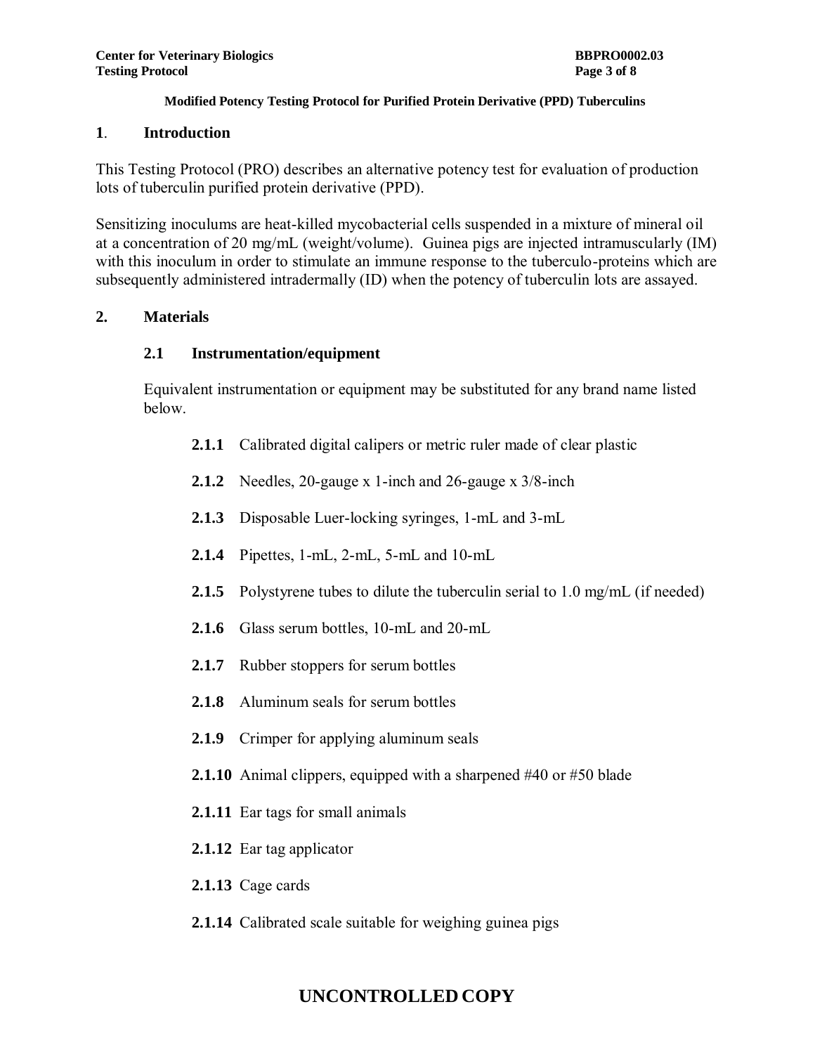## 1. Introduction

This Testing Protocol (PRO) describes an alternative potency test for evaluation of production lots of tuberculin purified protein derivative (PPD).

Sensitizing inoculums are heat-killed mycobacterial cells suspended in a mixture of mineral oil at a concentration of 20 mg/mL (weight/volume). Guinea pigs are injected intramuscularly (IM) with this inoculum in order to stimulate an immune response to the tuberculo-proteins which are subsequently administered intradermally (ID) when the potency of tuberculin lots are assayed.

## 2. Materials

### 2.1 Instrumentation/equipment

Equivalent instrumentation or equipment may be substituted for any brand name listed below.

**2.1.1** Calibrated digital calipers or metric ruler made of clear plastic

**2.1.2** Needles, 20-gauge x 1-inch and 26-gauge x 3/8-inch

**2.1.3** Disposable Luer-locking syringes, 1-mL and 3-mL

**2.1.4** Pipettes, 1-mL, 2-mL, 5-mL and 10-mL

**2.1.5** Polystyrene tubes to dilute the tuberculin serial to 1.0 mg/mL (if needed)

**2.1.6** Glass serum bottles, 10-mL and 20-mL

**2.1.7** Rubber stoppers for serum bottles

**2.1.8** Aluminum seals for serum bottles

**2.1.9** Crimper for applying aluminum seals

**2.1.10** Animal clippers, equipped with a sharpened #40 or #50 blade

**2.1.11** Ear tags for small animals

**2.1.12** Ear tag applicator

**2.1.13** Cage cards

**2.1.14** Calibrated scale suitable for weighing guinea pigs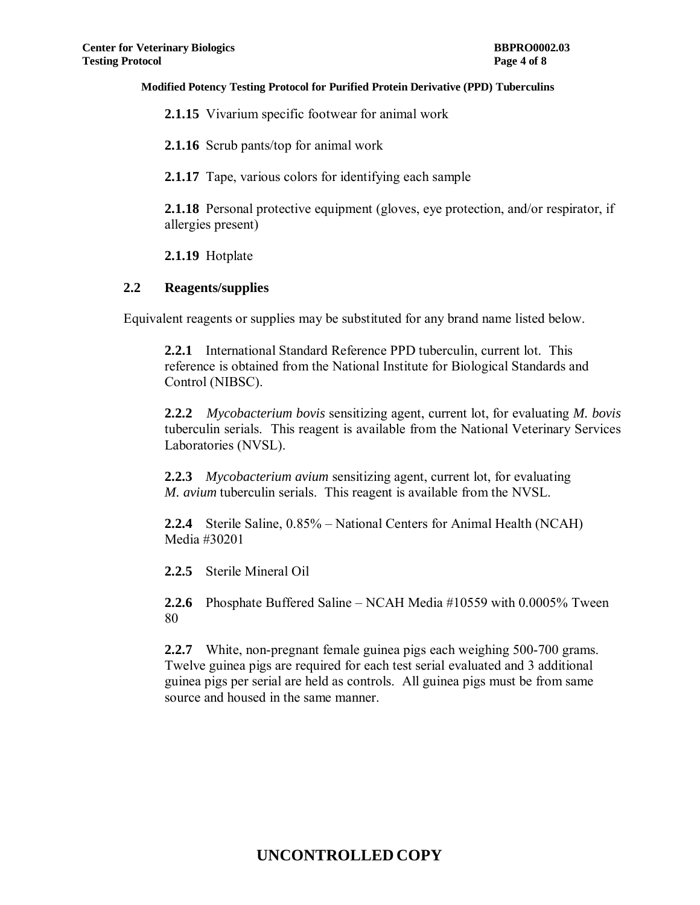**2.1.15** Vivarium specific footwear for animal work

**2.1.16** Scrub pants/top for animal work

**2.1.17** Tape, various colors for identifying each sample

**2.1.18** Personal protective equipment (gloves, eye protection, and/or respirator, if allergies present)

**2.1.19** Hotplate

## 2.2 Reagents/supplies

Equivalent reagents or supplies may be substituted for any brand name listed below.

**2.2.1** International Standard Reference PPD tuberculin, current lot. This reference is obtained from the National Institute for Biological Standards and Control (NIBSC).

**2.2.2** *Mycobacterium bovis* sensitizing agent, current lot, for evaluating *M. bovis* tuberculin serials. This reagent is available from the National Veterinary Services Laboratories (NVSL).

**2.2.3** *Mycobacterium avium* sensitizing agent, current lot, for evaluating *M. avium* tuberculin serials. This reagent is available from the NVSL.

**2.2.4** Sterile Saline, 0.85% – National Centers for Animal Health (NCAH) Media #30201

**2.2.5** Sterile Mineral Oil

**2.2.6** Phosphate Buffered Saline – NCAH Media #10559 with 0.0005% Tween 80

**2.2.7** White, non-pregnant female guinea pigs each weighing 500-700 grams. Twelve guinea pigs are required for each test serial evaluated and 3 additional guinea pigs per serial are held as controls. All guinea pigs must be from same source and housed in the same manner.

**UNCONTROLLED COPY**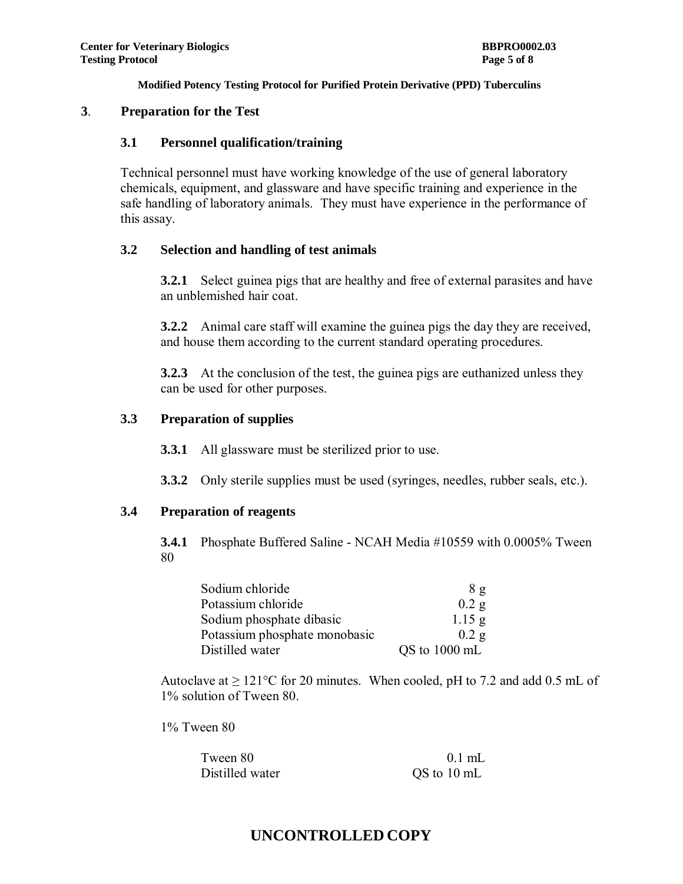## 3. Preparation for the Test

### 3.1 Personnel qualification/training

Technical personnel must have working knowledge of the use of general laboratory chemicals, equipment, and glassware and have specific training and experience in the safe handling of laboratory animals. They must have experience in the performance of this assay.

### 3.2 Selection and handling of test animals

**3.2.1** Select guinea pigs that are healthy and free of external parasites and have an unblemished hair coat.

**3.2.2** Animal care staff will examine the guinea pigs the day they are received, and house them according to the current standard operating procedures.

**3.2.3** At the conclusion of the test, the guinea pigs are euthanized unless they can be used for other purposes.

### 3.3 Preparation of supplies

**3.3.1** All glassware must be sterilized prior to use.

**3.3.2** Only sterile supplies must be used (syringes, needles, rubber seals, etc.).

### 3.4 Preparation of reagents

**3.4.1** Phosphate Buffered Saline - NCAH Media #10559 with 0.0005% Tween 80

| | |
|---|---|
| Sodium chloride | 8 g |
| Potassium chloride | 0.2 g |
| Sodium phosphate dibasic | 1.15 g |
| Potassium phosphate monobasic | 0.2 g |
| Distilled water | QS to 1000 mL |

Autoclave at ≥ 121°C for 20 minutes. When cooled, pH to 7.2 and add 0.5 mL of 1% solution of Tween 80.

1% Tween 80

| | |
|---|---|
| Tween 80 | 0.1 mL |
| Distilled water | QS to 10 mL |

UNCONTROLLED COPY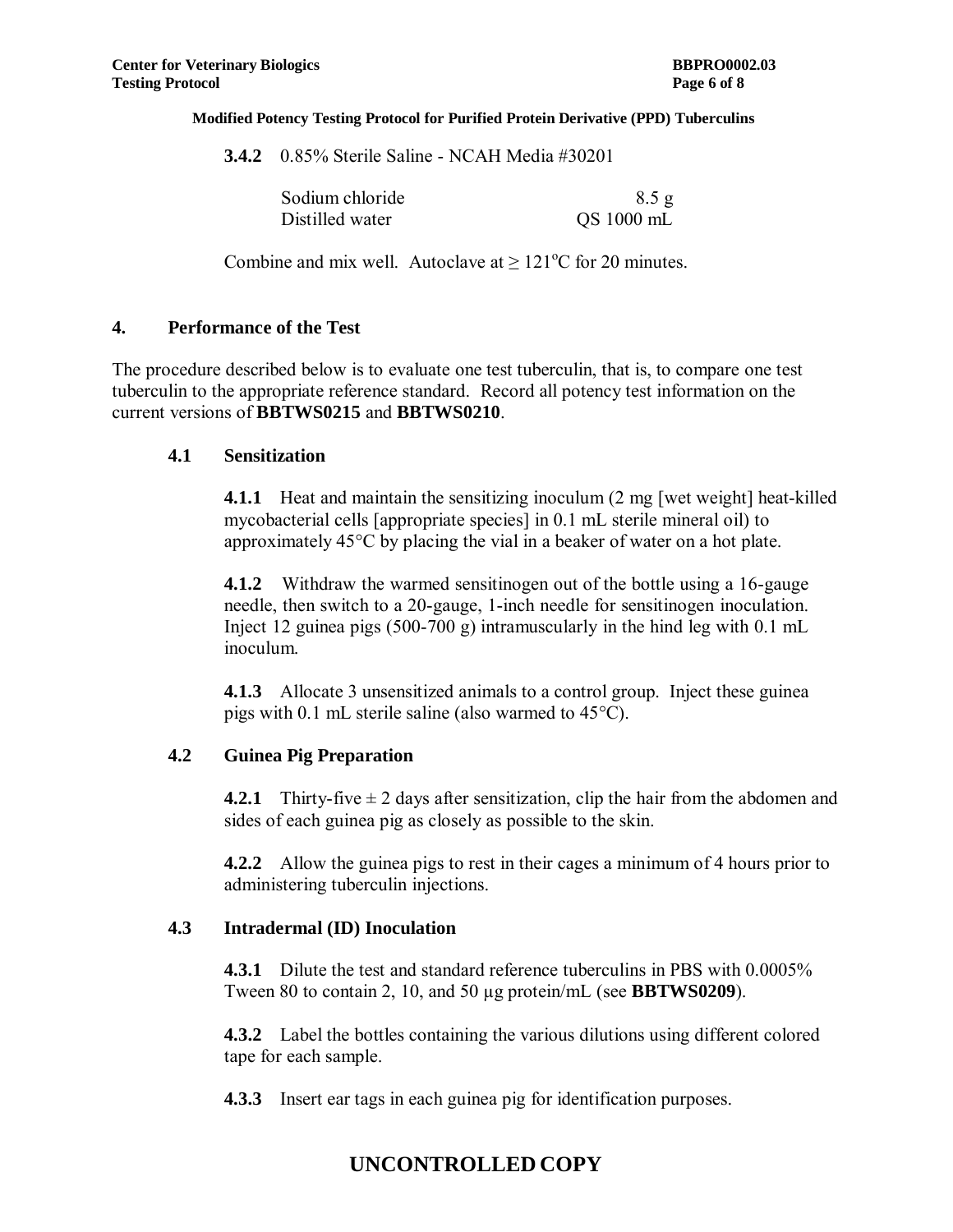**3.4.2** 0.85% Sterile Saline - NCAH Media #30201

| | |
|---|---|
| Sodium chloride | 8.5 g |
| Distilled water | QS 1000 mL |

Combine and mix well. Autoclave at ≥ 121°C for 20 minutes.

## 4. Performance of the Test

The procedure described below is to evaluate one test tuberculin, that is, to compare one test tuberculin to the appropriate reference standard. Record all potency test information on the current versions of **BBTWS0215** and **BBTWS0210**.

### 4.1 Sensitization

**4.1.1** Heat and maintain the sensitizing inoculum (2 mg [wet weight] heat-killed mycobacterial cells [appropriate species] in 0.1 mL sterile mineral oil) to approximately 45°C by placing the vial in a beaker of water on a hot plate.

**4.1.2** Withdraw the warmed sensitinogen out of the bottle using a 16-gauge needle, then switch to a 20-gauge, 1-inch needle for sensitinogen inoculation. Inject 12 guinea pigs (500-700 g) intramuscularly in the hind leg with 0.1 mL inoculum.

**4.1.3** Allocate 3 unsensitized animals to a control group. Inject these guinea pigs with 0.1 mL sterile saline (also warmed to 45°C).

### 4.2 Guinea Pig Preparation

**4.2.1** Thirty-five ± 2 days after sensitization, clip the hair from the abdomen and sides of each guinea pig as closely as possible to the skin.

**4.2.2** Allow the guinea pigs to rest in their cages a minimum of 4 hours prior to administering tuberculin injections.

### 4.3 Intradermal (ID) Inoculation

**4.3.1** Dilute the test and standard reference tuberculins in PBS with 0.0005% Tween 80 to contain 2, 10, and 50 µg protein/mL (see **BBTWS0209**).

**4.3.2** Label the bottles containing the various dilutions using different colored tape for each sample.

**4.3.3** Insert ear tags in each guinea pig for identification purposes.

**UNCONTROLLED COPY**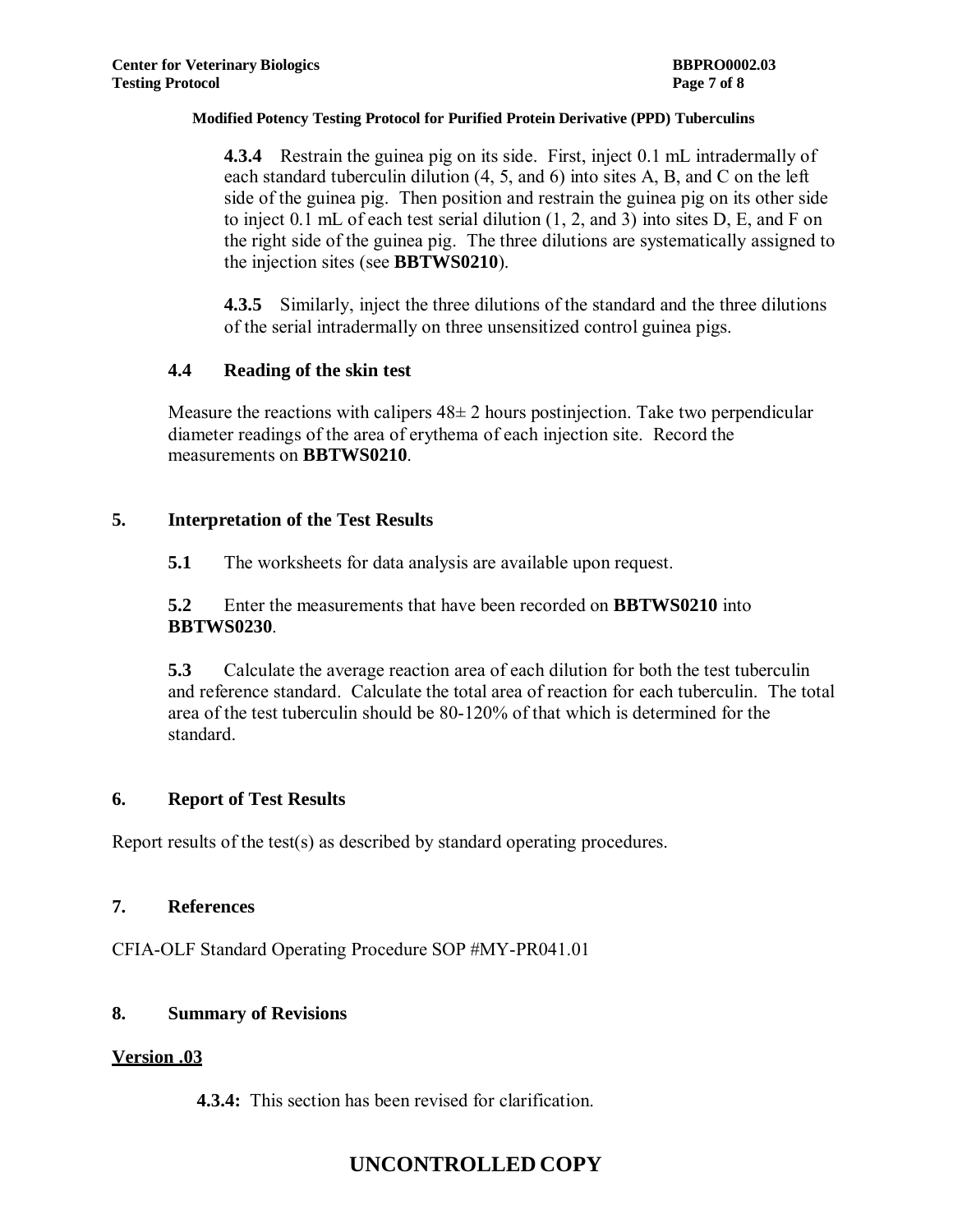**4.3.4** Restrain the guinea pig on its side. First, inject 0.1 mL intradermally of each standard tuberculin dilution (4, 5, and 6) into sites A, B, and C on the left side of the guinea pig. Then position and restrain the guinea pig on its other side to inject 0.1 mL of each test serial dilution (1, 2, and 3) into sites D, E, and F on the right side of the guinea pig. The three dilutions are systematically assigned to the injection sites (see **BBTWS0210**).

**4.3.5** Similarly, inject the three dilutions of the standard and the three dilutions of the serial intradermally on three unsensitized control guinea pigs.

### 4.4 Reading of the skin test

Measure the reactions with calipers 48± 2 hours postinjection. Take two perpendicular diameter readings of the area of erythema of each injection site. Record the measurements on **BBTWS0210**.

## 5. Interpretation of the Test Results

**5.1** The worksheets for data analysis are available upon request.

**5.2** Enter the measurements that have been recorded on **BBTWS0210** into **BBTWS0230**.

**5.3** Calculate the average reaction area of each dilution for both the test tuberculin and reference standard. Calculate the total area of reaction for each tuberculin. The total area of the test tuberculin should be 80-120% of that which is determined for the standard.

## 6. Report of Test Results

Report results of the test(s) as described by standard operating procedures.

## 7. References

CFIA-OLF Standard Operating Procedure SOP #MY-PR041.01

## 8. Summary of Revisions

**Version .03**

**4.3.4:** This section has been revised for clarification.

**UNCONTROLLED COPY**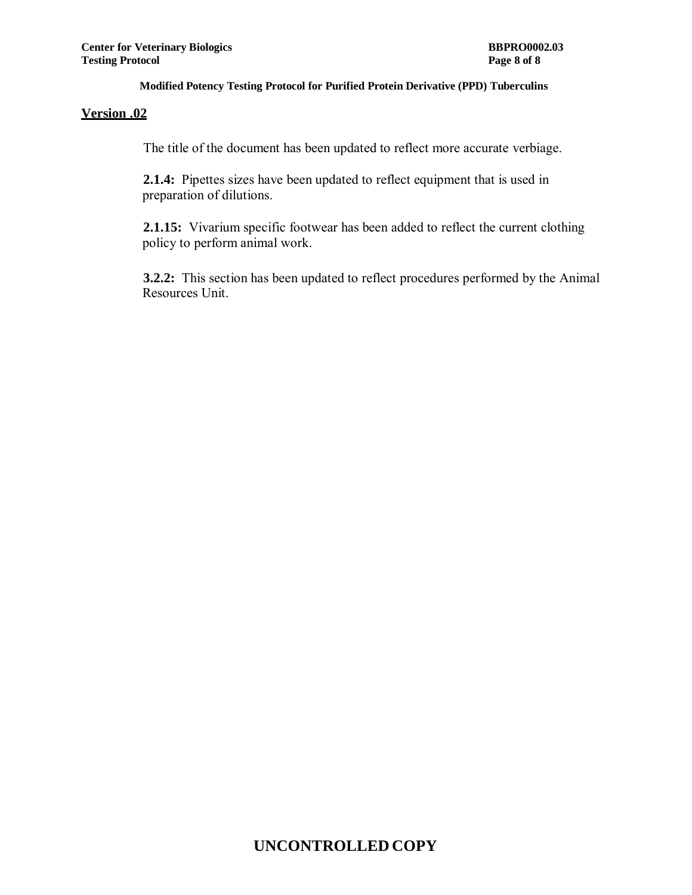## Version .02

The title of the document has been updated to reflect more accurate verbiage.

**2.1.4:** Pipettes sizes have been updated to reflect equipment that is used in preparation of dilutions.

**2.1.15:** Vivarium specific footwear has been added to reflect the current clothing policy to perform animal work.

**3.2.2:** This section has been updated to reflect procedures performed by the Animal Resources Unit.

**UNCONTROLLED COPY**